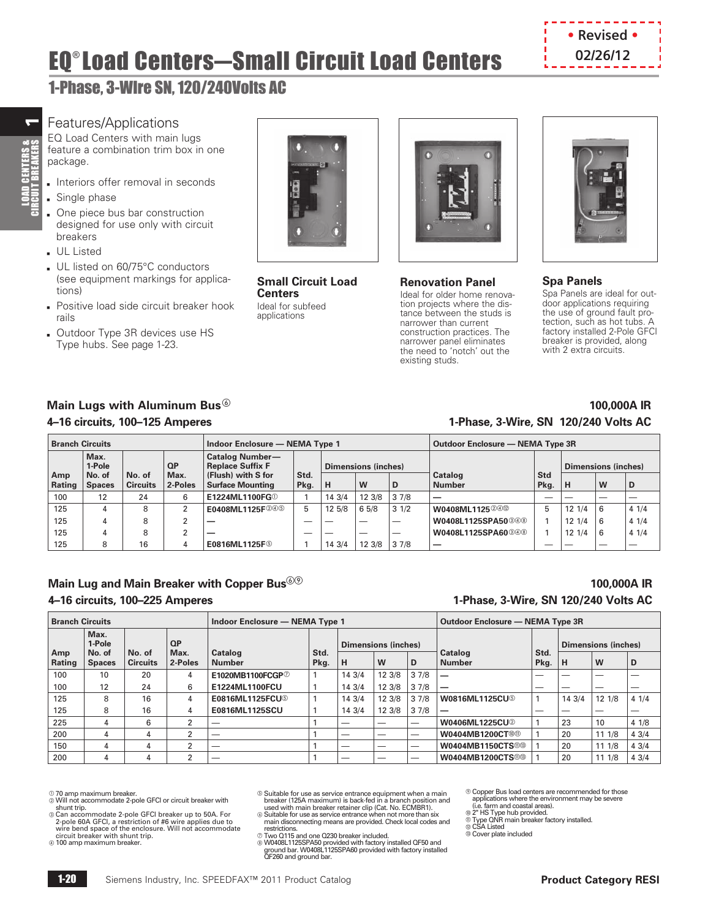• Revised •
02/26/12

# EQ® Load Centers—Small Circuit Load Centers

## 1-Phase, 3-Wire SN, 120/240Volts AC

### Features/Applications

EQ Load Centers with main lugs feature a combination trim box in one package.

- Interiors offer removal in seconds
- Single phase
- One piece bus bar construction designed for use only with circuit breakers
- UL Listed
- UL listed on 60/75°C conductors (see equipment markings for applications)
- Positive load side circuit breaker hook rails
- Outdoor Type 3R devices use HS Type hubs. See page 1-23.

**Small Circuit Load Centers**
Ideal for subfeed applications

**Renovation Panel**
Ideal for older home renovation projects where the distance between the studs is narrower than current construction practices. The narrower panel eliminates the need to 'notch' out the existing studs.

**Spa Panels**
Spa Panels are ideal for outdoor applications requiring the use of ground fault protection, such as hot tubs. A factory installed 2-Pole GFCI breaker is provided, along with 2 extra circuits.

### Main Lugs with Aluminum Bus⑥

**4–16 circuits, 100–125 Amperes**

**100,000A IR**
**1-Phase, 3-Wire, SN 120/240 Volts AC**

| Branch Circuits | | | | Indoor Enclosure — NEMA Type 1 | | | | | Outdoor Enclosure — NEMA Type 3R | | | | |
|---|---|---|---|---|---|---|---|---|---|---|---|---|---|
| Amp Rating | Max. 1-Pole No. of Spaces | No. of Circuits | QP Max. 2-Poles | Catalog Number—Replace Suffix F (Flush) with S for Surface Mounting | Std. Pkg. | Dimensions (inches) H | W | D | Catalog Number | Std Pkg. | Dimensions (inches) H | W | D |
| 100 | 12 | 24 | 6 | E1224ML1100FG① | 1 | 14 3/4 | 12 3/8 | 3 7/8 | — | — | — | — | — |
| 125 | 4 | 8 | 2 | E0408ML1125F②④⑤ | 5 | 12 5/8 | 6 5/8 | 3 1/2 | W0408ML1125②④⑫ | 5 | 12 1/4 | 6 | 4 1/4 |
| 125 | 4 | 8 | 2 | — | — | — | — | — | W0408L1125SPA50③④⑧ | 1 | 12 1/4 | 6 | 4 1/4 |
| 125 | 4 | 8 | 2 | — | — | — | — | — | W0408L1125SPA60③④⑧ | 1 | 12 1/4 | 6 | 4 1/4 |
| 125 | 8 | 16 | 4 | E0816ML1125F⑤ | 1 | 14 3/4 | 12 3/8 | 3 7/8 | — | — | — | — | — |

### Main Lug and Main Breaker with Copper Bus⑥⑨

**4–16 circuits, 100–225 Amperes**

**100,000A IR**
**1-Phase, 3-Wire, SN 120/240 Volts AC**

| Branch Circuits | | | | Indoor Enclosure — NEMA Type 1 | | | | | Outdoor Enclosure — NEMA Type 3R | | | | |
|---|---|---|---|---|---|---|---|---|---|---|---|---|---|
| Amp Rating | Max. 1-Pole No. of Spaces | No. of Circuits | QP Max. 2-Poles | Catalog Number | Std. Pkg. | Dimensions (inches) H | W | D | Catalog Number | Std. Pkg. | Dimensions (inches) H | W | D |
| 100 | 10 | 20 | 4 | E1020MB1100FCGP⑦ | 1 | 14 3/4 | 12 3/8 | 3 7/8 | — | — | — | — | — |
| 100 | 12 | 24 | 6 | E1224ML1100FCU | 1 | 14 3/4 | 12 3/8 | 3 7/8 | — | — | — | — | — |
| 125 | 8 | 16 | 4 | E0816ML1125FCU⑤ | 1 | 14 3/4 | 12 3/8 | 3 7/8 | W0816ML1125CU⑤ | 1 | 14 3/4 | 12 1/8 | 4 1/4 |
| 125 | 8 | 16 | 4 | E0816ML1125SCU | 1 | 14 3/4 | 12 3/8 | 3 7/8 | — | — | — | — | — |
| 225 | 4 | 6 | 2 | — | 1 | — | — | — | W0406ML1225CU② | 1 | 23 | 10 | 4 1/8 |
| 200 | 4 | 4 | 2 | — | 1 | — | — | — | W0404MB1200CT⑩⑪ | 1 | 20 | 11 1/8 | 4 3/4 |
| 150 | 4 | 4 | 2 | — | 1 | — | — | — | W0404MB1150CTS⑩⑬ | 1 | 20 | 11 1/8 | 4 3/4 |
| 200 | 4 | 4 | 2 | — | 1 | — | — | — | W0404MB1200CTS⑩⑬ | 1 | 20 | 11 1/8 | 4 3/4 |

① 70 amp maximum breaker.
② Will not accommodate 2-pole GFCI or circuit breaker with shunt trip.
③ Can accommodate 2-pole GFCI breaker up to 50A. For 2-pole 60A GFCI, a restriction of #6 wire applies due to wire bend space of the enclosure. Will not accommodate circuit breaker with shunt trip.
④ 100 amp maximum breaker.
⑤ Suitable for use as service entrance equipment when a main breaker (125A maximum) is back-fed in a branch position and used with main breaker retainer clip (Cat. No. ECMBR1).
⑥ Suitable for use as service entrance when not more than six main disconnecting means are provided. Check local codes and restrictions.
⑦ Two Q115 and one Q230 breaker included.
⑧ W0408L1125SPA50 provided with factory installed QF50 and ground bar. W0408L1125SPA60 provided with factory installed QF260 and ground bar.
⑨ Copper Bus load centers are recommended for those applications where the environment may be severe (i.e. farm and coastal areas).
⑩ 2" HS Type hub provided.
⑪ Type QNR main breaker factory installed.
⑫ CSA Listed
⑬ Cover plate included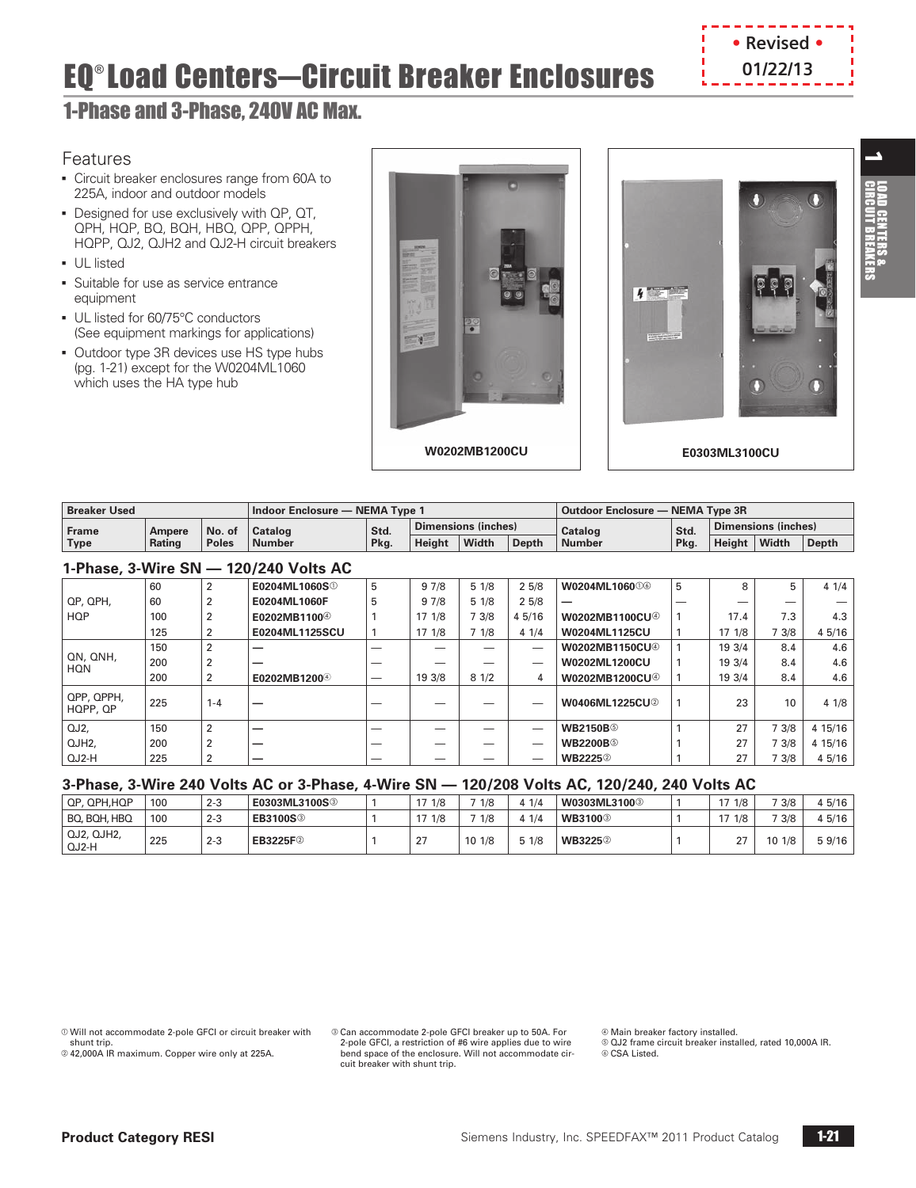# EQ® Load Centers—Circuit Breaker Enclosures

## 1-Phase and 3-Phase, 240V AC Max.

• Revised • 01/22/13

### Features

- Circuit breaker enclosures range from 60A to 225A, indoor and outdoor models
- Designed for use exclusively with QP, QT, QPH, HQP, BQ, BQH, HBQ, QPP, QPPH, HQPP, QJ2, QJH2 and QJ2-H circuit breakers
- UL listed
- Suitable for use as service entrance equipment
- UL listed for 60/75°C conductors (See equipment markings for applications)
- Outdoor type 3R devices use HS type hubs (pg. 1-21) except for the W0204ML1060 which uses the HA type hub

W0202MB1200CU

E0303ML3100CU

| Breaker Used | | | Indoor Enclosure — NEMA Type 1 | | | | | Outdoor Enclosure — NEMA Type 3R | | | | |
|---|---|---|---|---|---|---|---|---|---|---|---|---|
| | | | | | Dimensions (inches) | | | | | Dimensions (inches) | | |
| Frame Type | Ampere Rating | No. of Poles | Catalog Number | Std. Pkg. | Height | Width | Depth | Catalog Number | Std. Pkg. | Height | Width | Depth |
| **1-Phase, 3-Wire SN — 120/240 Volts AC** | | | | | | | | | | | | |
| QP, QPH, HQP | 60 | 2 | E0204ML1060S① | 5 | 9 7/8 | 5 1/8 | 2 5/8 | W0204ML1060①⑥ | 5 | 8 | 5 | 4 1/4 |
| | 60 | 2 | E0204ML1060F | 5 | 9 7/8 | 5 1/8 | 2 5/8 | — | — | — | — | — |
| | 100 | 2 | E0202MB1100④ | 1 | 17 1/8 | 7 3/8 | 4 5/16 | W0202MB1100CU④ | 1 | 17.4 | 7.3 | 4.3 |
| | 125 | 2 | E0204ML1125SCU | 1 | 17 1/8 | 7 1/8 | 4 1/4 | W0204ML1125CU | 1 | 17 1/8 | 7 3/8 | 4 5/16 |
| QN, QNH, HQN | 150 | 2 | — | — | — | — | — | W0202MB1150CU④ | 1 | 19 3/4 | 8.4 | 4.6 |
| | 200 | 2 | — | — | — | — | — | W0202ML1200CU | 1 | 19 3/4 | 8.4 | 4.6 |
| | 200 | 2 | E0202MB1200④ | — | 19 3/8 | 8 1/2 | 4 | W0202MB1200CU④ | 1 | 19 3/4 | 8.4 | 4.6 |
| QPP, QPPH, HQPP, QP | 225 | 1-4 | — | — | — | — | — | W0406ML1225CU② | 1 | 23 | 10 | 4 1/8 |
| QJ2, | 150 | 2 | — | — | — | — | — | WB2150B⑤ | 1 | 27 | 7 3/8 | 4 15/16 |
| QJH2, | 200 | 2 | — | — | — | — | — | WB2200B⑤ | 1 | 27 | 7 3/8 | 4 15/16 |
| QJ2-H | 225 | 2 | — | — | — | — | — | WB2225② | 1 | 27 | 7 3/8 | 4 5/16 |
| **3-Phase, 3-Wire 240 Volts AC or 3-Phase, 4-Wire SN — 120/208 Volts AC, 120/240, 240 Volts AC** | | | | | | | | | | | | |
| QP, QPH,HQP | 100 | 2-3 | E0303ML3100S③ | 1 | 17 1/8 | 7 1/8 | 4 1/4 | W0303ML3100③ | 1 | 17 1/8 | 7 3/8 | 4 5/16 |
| BQ, BQH, HBQ | 100 | 2-3 | EB3100S③ | 1 | 17 1/8 | 7 1/8 | 4 1/4 | WB3100③ | 1 | 17 1/8 | 7 3/8 | 4 5/16 |
| QJ2, QJH2, QJ2-H | 225 | 2-3 | EB3225F② | 1 | 27 | 10 1/8 | 5 1/8 | WB3225② | 1 | 27 | 10 1/8 | 5 9/16 |

① Will not accommodate 2-pole GFCI or circuit breaker with shunt trip.
② 42,000A IR maximum. Copper wire only at 225A.
③ Can accommodate 2-pole GFCI breaker up to 50A. For 2-pole GFCI, a restriction of #6 wire applies due to wire bend space of the enclosure. Will not accommodate circuit breaker with shunt trip.
④ Main breaker factory installed.
⑤ QJ2 frame circuit breaker installed, rated 10,000A IR.
⑥ CSA Listed.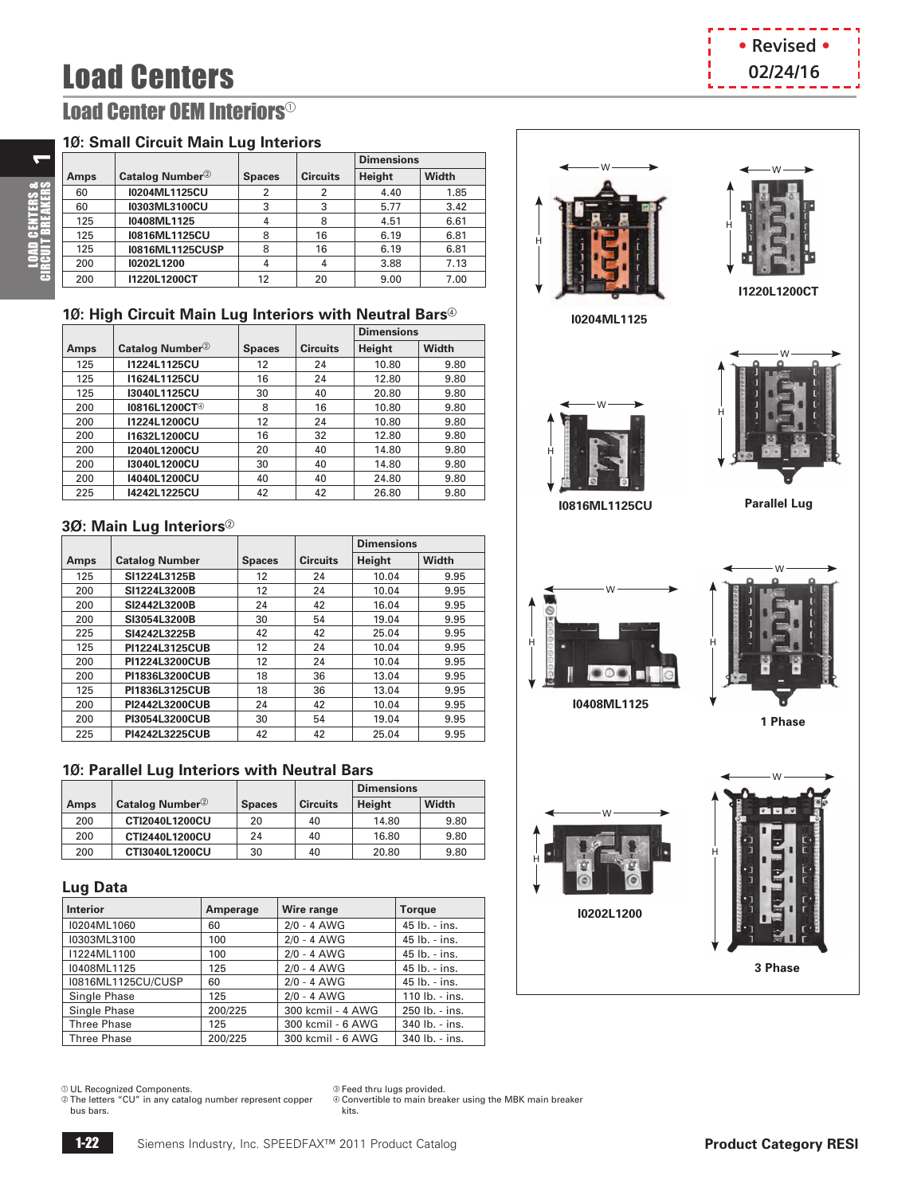• Revised •
02/24/16

# Load Centers

## Load Center OEM Interiors[1]

### 1Ø: Small Circuit Main Lug Interiors

| Amps | Catalog Number[2] | Spaces | Circuits | Dimensions Height | Width |
|---|---|---|---|---|---|
| 60 | I0204ML1125CU | 2 | 2 | 4.40 | 1.85 |
| 60 | I0303ML3100CU | 3 | 3 | 5.77 | 3.42 |
| 125 | I0408ML1125 | 4 | 8 | 4.51 | 6.61 |
| 125 | I0816ML1125CU | 8 | 16 | 6.19 | 6.81 |
| 125 | I0816ML1125CUSP | 8 | 16 | 6.19 | 6.81 |
| 200 | I0202L1200 | 4 | 4 | 3.88 | 7.13 |
| 200 | I1220L1200CT | 12 | 20 | 9.00 | 7.00 |

### 1Ø: High Circuit Main Lug Interiors with Neutral Bars[4]

| Amps | Catalog Number[2] | Spaces | Circuits | Dimensions Height | Width |
|---|---|---|---|---|---|
| 125 | I1224L1125CU | 12 | 24 | 10.80 | 9.80 |
| 125 | I1624L1125CU | 16 | 24 | 12.80 | 9.80 |
| 125 | I3040L1125CU | 30 | 40 | 20.80 | 9.80 |
| 200 | I0816L1200CT[3] | 8 | 16 | 10.80 | 9.80 |
| 200 | I1224L1200CU | 12 | 24 | 10.80 | 9.80 |
| 200 | I1632L1200CU | 16 | 32 | 12.80 | 9.80 |
| 200 | I2040L1200CU | 20 | 40 | 14.80 | 9.80 |
| 200 | I3040L1200CU | 30 | 40 | 14.80 | 9.80 |
| 200 | I4040L1200CU | 40 | 40 | 24.80 | 9.80 |
| 225 | I4242L1225CU | 42 | 42 | 26.80 | 9.80 |

### 3Ø: Main Lug Interiors[2]

| Amps | Catalog Number | Spaces | Circuits | Dimensions Height | Width |
|---|---|---|---|---|---|
| 125 | SI1224L3125B | 12 | 24 | 10.04 | 9.95 |
| 200 | SI1224L3200B | 12 | 24 | 10.04 | 9.95 |
| 200 | SI2442L3200B | 24 | 42 | 16.04 | 9.95 |
| 200 | SI3054L3200B | 30 | 54 | 19.04 | 9.95 |
| 225 | SI4242L3225B | 42 | 42 | 25.04 | 9.95 |
| 125 | PI1224L3125CUB | 12 | 24 | 10.04 | 9.95 |
| 200 | PI1224L3200CUB | 12 | 24 | 10.04 | 9.95 |
| 200 | PI1836L3200CUB | 18 | 36 | 13.04 | 9.95 |
| 125 | PI1836L3125CUB | 18 | 36 | 13.04 | 9.95 |
| 200 | PI2442L3200CUB | 24 | 42 | 10.04 | 9.95 |
| 200 | PI3054L3200CUB | 30 | 54 | 19.04 | 9.95 |
| 225 | PI4242L3225CUB | 42 | 42 | 25.04 | 9.95 |

### 1Ø: Parallel Lug Interiors with Neutral Bars

| Amps | Catalog Number[2] | Spaces | Circuits | Dimensions Height | Width |
|---|---|---|---|---|---|
| 200 | CTI2040L1200CU | 20 | 40 | 14.80 | 9.80 |
| 200 | CTI2440L1200CU | 24 | 40 | 16.80 | 9.80 |
| 200 | CTI3040L1200CU | 30 | 40 | 20.80 | 9.80 |

### Lug Data

| Interior | Amperage | Wire range | Torque |
|---|---|---|---|
| I0204ML1060 | 60 | 2/0 - 4 AWG | 45 lb. - ins. |
| I0303ML3100 | 100 | 2/0 - 4 AWG | 45 lb. - ins. |
| I1224ML1100 | 100 | 2/0 - 4 AWG | 45 lb. - ins. |
| I0408ML1125 | 125 | 2/0 - 4 AWG | 45 lb. - ins. |
| I0816ML1125CU/CUSP | 60 | 2/0 - 4 AWG | 45 lb. - ins. |
| Single Phase | 125 | 2/0 - 4 AWG | 110 lb. - ins. |
| Single Phase | 200/225 | 300 kcmil - 4 AWG | 250 lb. - ins. |
| Three Phase | 125 | 300 kcmil - 6 AWG | 340 lb. - ins. |
| Three Phase | 200/225 | 300 kcmil - 6 AWG | 340 lb. - ins. |

I0204ML1125

I1220L1200CT

I0816ML1125CU

Parallel Lug

I0408ML1125

1 Phase

I0202L1200

3 Phase

[1] UL Recognized Components.
[2] The letters "CU" in any catalog number represent copper bus bars.
[3] Feed thru lugs provided.
[4] Convertible to main breaker using the MBK main breaker kits.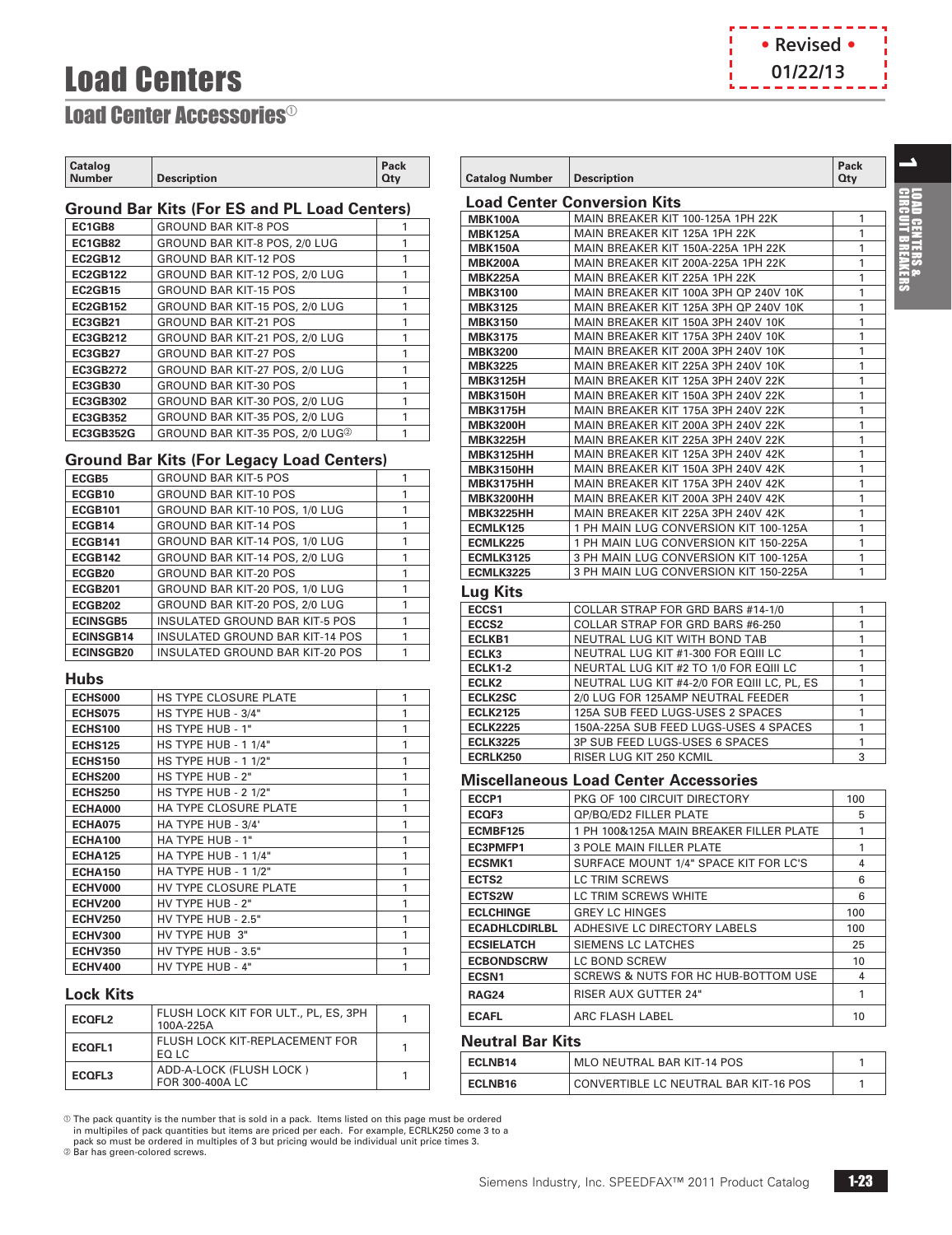• Revised •
01/22/13

# Load Centers

## Load Center Accessories[1]

### Ground Bar Kits (For ES and PL Load Centers)

| Catalog Number | Description | Pack Qty |
|---|---|---|
| EC1GB8 | GROUND BAR KIT-8 POS | 1 |
| EC1GB82 | GROUND BAR KIT-8 POS, 2/0 LUG | 1 |
| EC2GB12 | GROUND BAR KIT-12 POS | 1 |
| EC2GB122 | GROUND BAR KIT-12 POS, 2/0 LUG | 1 |
| EC2GB15 | GROUND BAR KIT-15 POS | 1 |
| EC2GB152 | GROUND BAR KIT-15 POS, 2/0 LUG | 1 |
| EC3GB21 | GROUND BAR KIT-21 POS | 1 |
| EC3GB212 | GROUND BAR KIT-21 POS, 2/0 LUG | 1 |
| EC3GB27 | GROUND BAR KIT-27 POS | 1 |
| EC3GB272 | GROUND BAR KIT-27 POS, 2/0 LUG | 1 |
| EC3GB30 | GROUND BAR KIT-30 POS | 1 |
| EC3GB302 | GROUND BAR KIT-30 POS, 2/0 LUG | 1 |
| EC3GB352 | GROUND BAR KIT-35 POS, 2/0 LUG | 1 |
| EC3GB352G | GROUND BAR KIT-35 POS, 2/0 LUG[2] | 1 |

### Ground Bar Kits (For Legacy Load Centers)

| Catalog Number | Description | Pack Qty |
|---|---|---|
| ECGB5 | GROUND BAR KIT-5 POS | 1 |
| ECGB10 | GROUND BAR KIT-10 POS | 1 |
| ECGB101 | GROUND BAR KIT-10 POS, 1/0 LUG | 1 |
| ECGB14 | GROUND BAR KIT-14 POS | 1 |
| ECGB141 | GROUND BAR KIT-14 POS, 1/0 LUG | 1 |
| ECGB142 | GROUND BAR KIT-14 POS, 2/0 LUG | 1 |
| ECGB20 | GROUND BAR KIT-20 POS | 1 |
| ECGB201 | GROUND BAR KIT-20 POS, 1/0 LUG | 1 |
| ECGB202 | GROUND BAR KIT-20 POS, 2/0 LUG | 1 |
| ECINSGB5 | INSULATED GROUND BAR KIT-5 POS | 1 |
| ECINSGB14 | INSULATED GROUND BAR KIT-14 POS | 1 |
| ECINSGB20 | INSULATED GROUND BAR KIT-20 POS | 1 |

### Hubs

| Catalog Number | Description | Pack Qty |
|---|---|---|
| ECHS000 | HS TYPE CLOSURE PLATE | 1 |
| ECHS075 | HS TYPE HUB - 3/4" | 1 |
| ECHS100 | HS TYPE HUB - 1" | 1 |
| ECHS125 | HS TYPE HUB - 1 1/4" | 1 |
| ECHS150 | HS TYPE HUB - 1 1/2" | 1 |
| ECHS200 | HS TYPE HUB - 2" | 1 |
| ECHS250 | HS TYPE HUB - 2 1/2" | 1 |
| ECHA000 | HA TYPE CLOSURE PLATE | 1 |
| ECHA075 | HA TYPE HUB - 3/4' | 1 |
| ECHA100 | HA TYPE HUB - 1" | 1 |
| ECHA125 | HA TYPE HUB - 1 1/4" | 1 |
| ECHA150 | HA TYPE HUB - 1 1/2" | 1 |
| ECHV000 | HV TYPE CLOSURE PLATE | 1 |
| ECHV200 | HV TYPE HUB - 2" | 1 |
| ECHV250 | HV TYPE HUB - 2.5" | 1 |
| ECHV300 | HV TYPE HUB 3" | 1 |
| ECHV350 | HV TYPE HUB - 3.5" | 1 |
| ECHV400 | HV TYPE HUB - 4" | 1 |

### Lock Kits

| Catalog Number | Description | Pack Qty |
|---|---|---|
| ECQFL2 | FLUSH LOCK KIT FOR ULT., PL, ES, 3PH 100A-225A | 1 |
| ECQFL1 | FLUSH LOCK KIT-REPLACEMENT FOR EQ LC | 1 |
| ECQFL3 | ADD-A-LOCK (FLUSH LOCK ) FOR 300-400A LC | 1 |

### Load Center Conversion Kits

| Catalog Number | Description | Pack Qty |
|---|---|---|
| MBK100A | MAIN BREAKER KIT 100-125A 1PH 22K | 1 |
| MBK125A | MAIN BREAKER KIT 125A 1PH 22K | 1 |
| MBK150A | MAIN BREAKER KIT 150A-225A 1PH 22K | 1 |
| MBK200A | MAIN BREAKER KIT 200A-225A 1PH 22K | 1 |
| MBK225A | MAIN BREAKER KIT 225A 1PH 22K | 1 |
| MBK3100 | MAIN BREAKER KIT 100A 3PH QP 240V 10K | 1 |
| MBK3125 | MAIN BREAKER KIT 125A 3PH QP 240V 10K | 1 |
| MBK3150 | MAIN BREAKER KIT 150A 3PH 240V 10K | 1 |
| MBK3175 | MAIN BREAKER KIT 175A 3PH 240V 10K | 1 |
| MBK3200 | MAIN BREAKER KIT 200A 3PH 240V 10K | 1 |
| MBK3225 | MAIN BREAKER KIT 225A 3PH 240V 10K | 1 |
| MBK3125H | MAIN BREAKER KIT 125A 3PH 240V 22K | 1 |
| MBK3150H | MAIN BREAKER KIT 150A 3PH 240V 22K | 1 |
| MBK3175H | MAIN BREAKER KIT 175A 3PH 240V 22K | 1 |
| MBK3200H | MAIN BREAKER KIT 200A 3PH 240V 22K | 1 |
| MBK3225H | MAIN BREAKER KIT 225A 3PH 240V 22K | 1 |
| MBK3125HH | MAIN BREAKER KIT 125A 3PH 240V 42K | 1 |
| MBK3150HH | MAIN BREAKER KIT 150A 3PH 240V 42K | 1 |
| MBK3175HH | MAIN BREAKER KIT 175A 3PH 240V 42K | 1 |
| MBK3200HH | MAIN BREAKER KIT 200A 3PH 240V 42K | 1 |
| MBK3225HH | MAIN BREAKER KIT 225A 3PH 240V 42K | 1 |
| ECMLK125 | 1 PH MAIN LUG CONVERSION KIT 100-125A | 1 |
| ECMLK225 | 1 PH MAIN LUG CONVERSION KIT 150-225A | 1 |
| ECMLK3125 | 3 PH MAIN LUG CONVERSION KIT 100-125A | 1 |
| ECMLK3225 | 3 PH MAIN LUG CONVERSION KIT 150-225A | 1 |

### Lug Kits

| Catalog Number | Description | Pack Qty |
|---|---|---|
| ECCS1 | COLLAR STRAP FOR GRD BARS #14-1/0 | 1 |
| ECCS2 | COLLAR STRAP FOR GRD BARS #6-250 | 1 |
| ECLKB1 | NEUTRAL LUG KIT WITH BOND TAB | 1 |
| ECLK3 | NEUTRAL LUG KIT #1-300 FOR EQIII LC | 1 |
| ECLK1-2 | NEURTAL LUG KIT #2 TO 1/0 FOR EQIII LC | 1 |
| ECLK2 | NEUTRAL LUG KIT #4-2/0 FOR EQIII LC, PL, ES | 1 |
| ECLK2SC | 2/0 LUG FOR 125AMP NEUTRAL FEEDER | 1 |
| ECLK2125 | 125A SUB FEED LUGS-USES 2 SPACES | 1 |
| ECLK2225 | 150A-225A SUB FEED LUGS-USES 4 SPACES | 1 |
| ECLK3225 | 3P SUB FEED LUGS-USES 6 SPACES | 1 |
| ECRLK250 | RISER LUG KIT 250 KCMIL | 3 |

### Miscellaneous Load Center Accessories

| Catalog Number | Description | Pack Qty |
|---|---|---|
| ECCP1 | PKG OF 100 CIRCUIT DIRECTORY | 100 |
| ECQF3 | QP/BQ/ED2 FILLER PLATE | 5 |
| ECMBF125 | 1 PH 100&125A MAIN BREAKER FILLER PLATE | 1 |
| EC3PMFP1 | 3 POLE MAIN FILLER PLATE | 1 |
| ECSMK1 | SURFACE MOUNT 1/4" SPACE KIT FOR LC'S | 4 |
| ECTS2 | LC TRIM SCREWS | 6 |
| ECTS2W | LC TRIM SCREWS WHITE | 6 |
| ECLCHINGE | GREY LC HINGES | 100 |
| ECADHLCDIRLBL | ADHESIVE LC DIRECTORY LABELS | 100 |
| ECSIELATCH | SIEMENS LC LATCHES | 25 |
| ECBONDSCRW | LC BOND SCREW | 10 |
| ECSN1 | SCREWS & NUTS FOR HC HUB-BOTTOM USE | 4 |
| RAG24 | RISER AUX GUTTER 24" | 1 |
| ECAFL | ARC FLASH LABEL | 10 |

### Neutral Bar Kits

| Catalog Number | Description | Pack Qty |
|---|---|---|
| ECLNB14 | MLO NEUTRAL BAR KIT-14 POS | 1 |
| ECLNB16 | CONVERTIBLE LC NEUTRAL BAR KIT-16 POS | 1 |

[1] The pack quantity is the number that is sold in a pack. Items listed on this page must be ordered in multipiles of pack quantities but items are priced per each. For example, ECRLK250 come 3 to a pack so must be ordered in multiples of 3 but pricing would be individual unit price times 3.
[2] Bar has green-colored screws.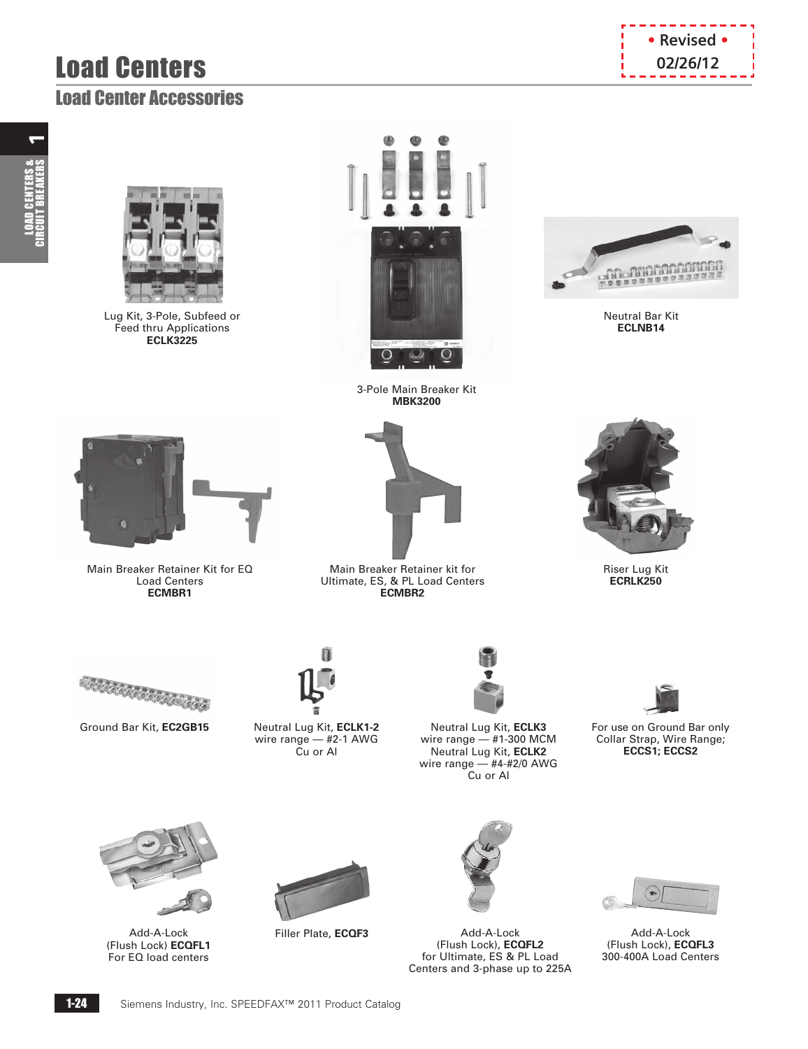# Load Centers

• Revised •
02/26/12

## Load Center Accessories

Lug Kit, 3-Pole, Subfeed or Feed thru Applications
**ECLK3225**

3-Pole Main Breaker Kit
**MBK3200**

Neutral Bar Kit
**ECLNB14**

Main Breaker Retainer Kit for EQ Load Centers
**ECMBR1**

Main Breaker Retainer kit for Ultimate, ES, & PL Load Centers
**ECMBR2**

Riser Lug Kit
**ECRLK250**

Ground Bar Kit, **EC2GB15**

Neutral Lug Kit, **ECLK1-2**
wire range — #2-1 AWG
Cu or Al

Neutral Lug Kit, **ECLK3**
wire range — #1-300 MCM
Neutral Lug Kit, **ECLK2**
wire range — #4-#2/0 AWG
Cu or Al

For use on Ground Bar only
Collar Strap, Wire Range;
**ECCS1; ECCS2**

Add-A-Lock
(Flush Lock) **ECQFL1**
For EQ load centers

Filler Plate, **ECQF3**

Add-A-Lock
(Flush Lock), **ECQFL2**
for Ultimate, ES & PL Load Centers and 3-phase up to 225A

Add-A-Lock
(Flush Lock), **ECQFL3**
300-400A Load Centers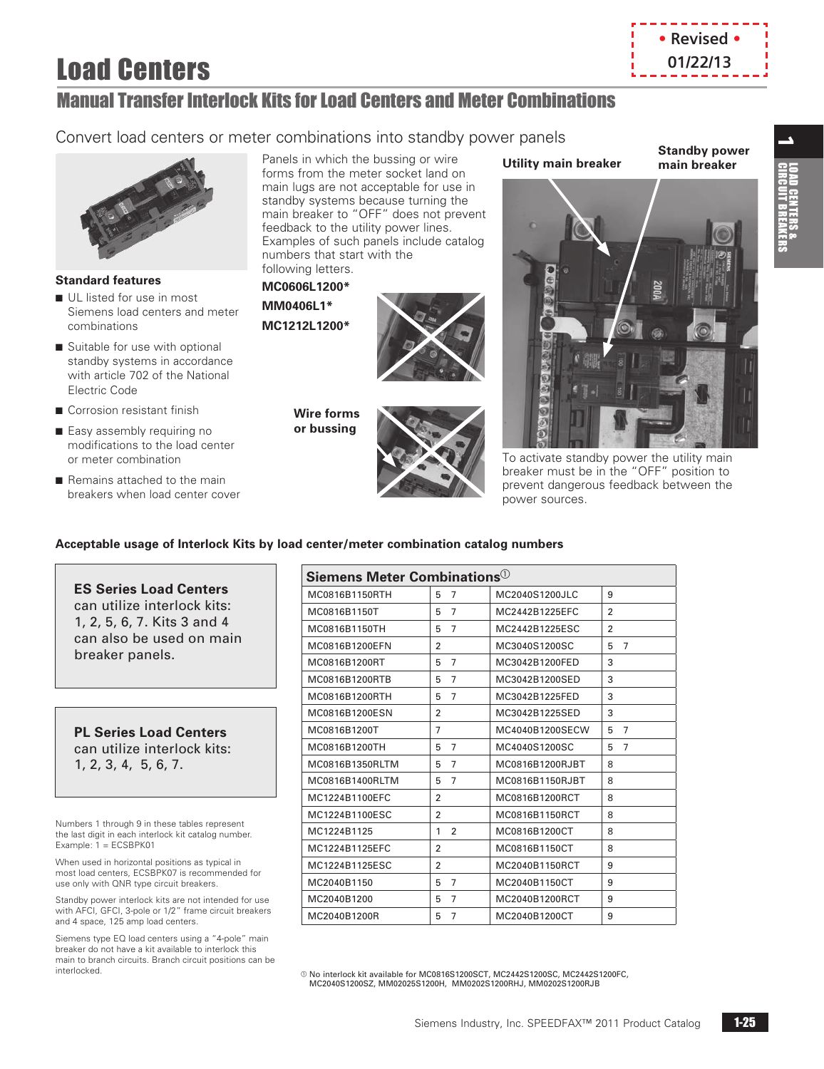• Revised • 01/22/13

# Load Centers

## Manual Transfer Interlock Kits for Load Centers and Meter Combinations

Convert load centers or meter combinations into standby power panels

### Standard features

- UL listed for use in most Siemens load centers and meter combinations
- Suitable for use with optional standby systems in accordance with article 702 of the National Electric Code
- Corrosion resistant finish
- Easy assembly requiring no modifications to the load center or meter combination
- Remains attached to the main breakers when load center cover

Panels in which the bussing or wire forms from the meter socket land on main lugs are not acceptable for use in standby systems because turning the main breaker to "OFF" does not prevent feedback to the utility power lines. Examples of such panels include catalog numbers that start with the following letters.

**MC0606L1200***

**MM0406L1***

**MC1212L1200***

**Wire forms or bussing**

**Utility main breaker**

**Standby power main breaker**

To activate standby power the utility main breaker must be in the "OFF" position to prevent dangerous feedback between the power sources.

**Acceptable usage of Interlock Kits by load center/meter combination catalog numbers**

**ES Series Load Centers** can utilize interlock kits: 1, 2, 5, 6, 7. Kits 3 and 4 can also be used on main breaker panels.

**PL Series Load Centers** can utilize interlock kits: 1, 2, 3, 4, 5, 6, 7.

Numbers 1 through 9 in these tables represent the last digit in each interlock kit catalog number. Example: 1 = ECSBPK01

When used in horizontal positions as typical in most load centers, ECSBPK07 is recommended for use only with QNR type circuit breakers.

Standby power interlock kits are not intended for use with AFCI, GFCI, 3-pole or 1/2" frame circuit breakers and 4 space, 125 amp load centers.

Siemens type EQ load centers using a "4-pole" main breaker do not have a kit available to interlock this main to branch circuits. Branch circuit positions can be interlocked.

| Siemens Meter Combinations[①] | | | |
|---|---|---|---|
| MC0816B1150RTH | 5 7 | MC2040S1200JLC | 9 |
| MC0816B1150T | 5 7 | MC2442B1225EFC | 2 |
| MC0816B1150TH | 5 7 | MC2442B1225ESC | 2 |
| MC0816B1200EFN | 2 | MC3040S1200SC | 5 7 |
| MC0816B1200RT | 5 7 | MC3042B1200FED | 3 |
| MC0816B1200RTB | 5 7 | MC3042B1200SED | 3 |
| MC0816B1200RTH | 5 7 | MC3042B1225FED | 3 |
| MC0816B1200ESN | 2 | MC3042B1225SED | 3 |
| MC0816B1200T | 7 | MC4040B1200SECW | 5 7 |
| MC0816B1200TH | 5 7 | MC4040S1200SC | 5 7 |
| MC0816B1350RLTM | 5 7 | MC0816B1200RJBT | 8 |
| MC0816B1400RLTM | 5 7 | MC0816B1150RJBT | 8 |
| MC1224B1100EFC | 2 | MC0816B1200RCT | 8 |
| MC1224B1100ESC | 2 | MC0816B1150RCT | 8 |
| MC1224B1125 | 1 2 | MC0816B1200CT | 8 |
| MC1224B1125EFC | 2 | MC0816B1150CT | 8 |
| MC1224B1125ESC | 2 | MC2040B1150RCT | 9 |
| MC2040B1150 | 5 7 | MC2040B1150CT | 9 |
| MC2040B1200 | 5 7 | MC2040B1200RCT | 9 |
| MC2040B1200R | 5 7 | MC2040B1200CT | 9 |

① No interlock kit available for MC0816S1200SCT, MC2442S1200SC, MC2442S1200FC, MC2040S1200SZ, MM02025S1200H, MM0202S1200RHJ, MM0202S1200RJB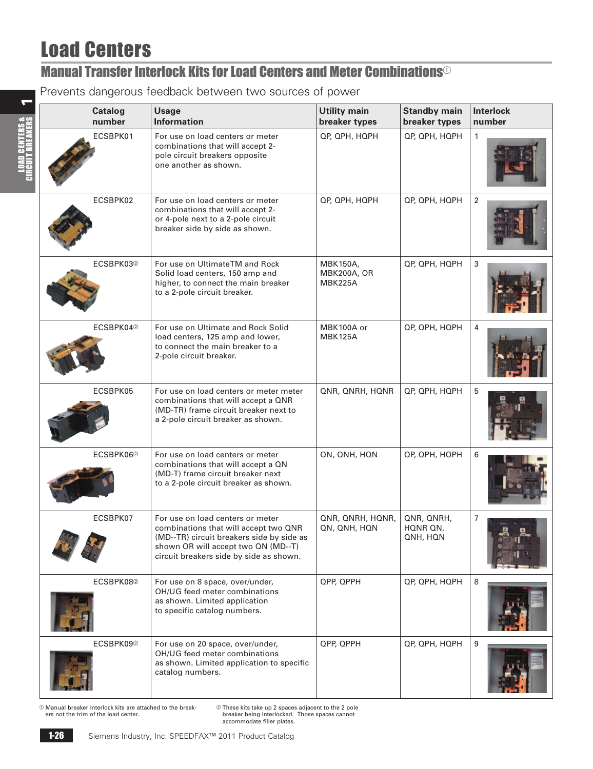# Load Centers

## Manual Transfer Interlock Kits for Load Centers and Meter Combinations①

Prevents dangerous feedback between two sources of power

| Catalog number | Usage Information | Utility main breaker types | Standby main breaker types | Interlock number |
|---|---|---|---|---|
| ECSBPK01 | For use on load centers or meter combinations that will accept 2-pole circuit breakers opposite one another as shown. | QP, QPH, HQPH | QP, QPH, HQPH | 1 |
| ECSBPK02 | For use on load centers or meter combinations that will accept 2- or 4-pole next to a 2-pole circuit breaker side by side as shown. | QP, QPH, HQPH | QP, QPH, HQPH | 2 |
| ECSBPK03② | For use on UltimateTM and Rock Solid load centers, 150 amp and higher, to connect the main breaker to a 2-pole circuit breaker. | MBK150A, MBK200A, OR MBK225A | QP, QPH, HQPH | 3 |
| ECSBPK04② | For use on Ultimate and Rock Solid load centers, 125 amp and lower, to connect the main breaker to a 2-pole circuit breaker. | MBK100A or MBK125A | QP, QPH, HQPH | 4 |
| ECSBPK05 | For use on load centers or meter meter combinations that will accept a QNR (MD-TR) frame circuit breaker next to a 2-pole circuit breaker as shown. | QNR, QNRH, HQNR | QP, QPH, HQPH | 5 |
| ECSBPK06② | For use on load centers or meter combinations that will accept a QN (MD-T) frame circuit breaker next to a 2-pole circuit breaker as shown. | QN, QNH, HQN | QP, QPH, HQPH | 6 |
| ECSBPK07 | For use on load centers or meter combinations that will accept two QNR (MD--TR) circuit breakers side by side as shown OR will accept two QN (MD--T) circuit breakers side by side as shown. | QNR, QNRH, HQNR, QN, QNH, HQN | QNR, QNRH, HQNR QN, QNH, HQN | 7 |
| ECSBPK08② | For use on 8 space, over/under, OH/UG feed meter combinations as shown. Limited application to specific catalog numbers. | QPP, QPPH | QP, QPH, HQPH | 8 |
| ECSBPK09② | For use on 20 space, over/under, OH/UG feed meter combinations as shown. Limited application to specific catalog numbers. | QPP, QPPH | QP, QPH, HQPH | 9 |

① Manual breaker interlock kits are attached to the breakers not the trim of the load center.

② These kits take up 2 spaces adjacent to the 2 pole breaker being interlocked. Those spaces cannot accommodate filler plates.